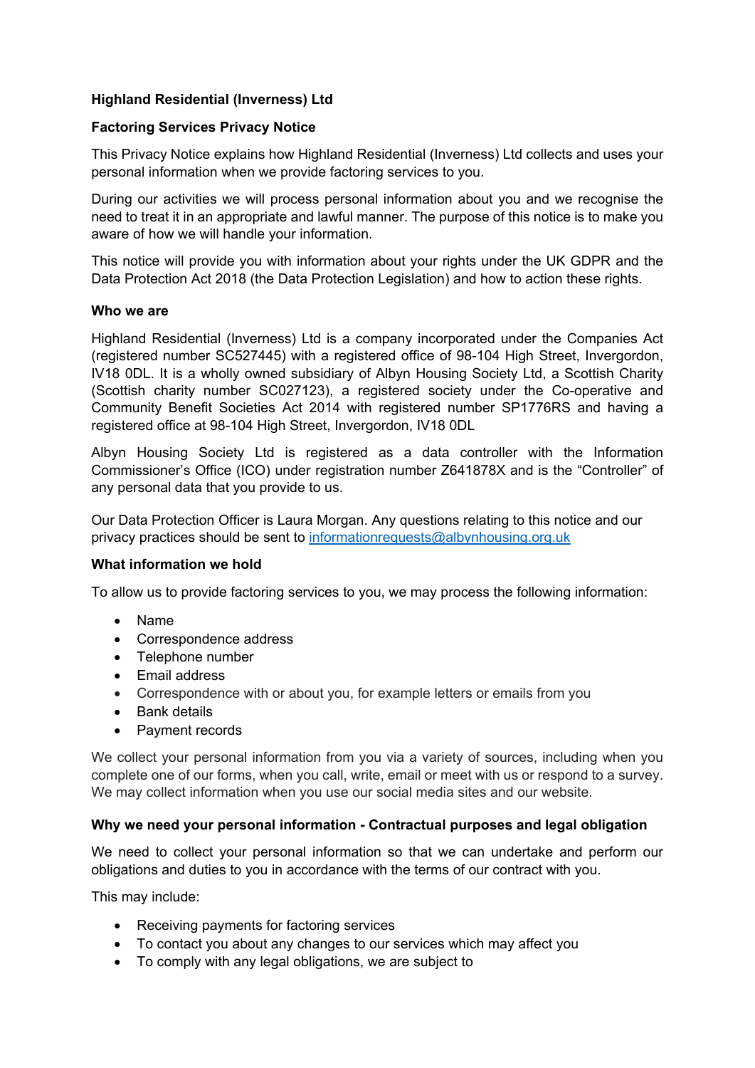**Highland Residential (Inverness) Ltd**

**Factoring Services Privacy Notice**

This Privacy Notice explains how Highland Residential (Inverness) Ltd collects and uses your personal information when we provide factoring services to you.

During our activities we will process personal information about you and we recognise the need to treat it in an appropriate and lawful manner. The purpose of this notice is to make you aware of how we will handle your information.

This notice will provide you with information about your rights under the UK GDPR and the Data Protection Act 2018 (the Data Protection Legislation) and how to action these rights.

**Who we are**

Highland Residential (Inverness) Ltd is a company incorporated under the Companies Act (registered number SC527445) with a registered office of 98-104 High Street, Invergordon, IV18 0DL. It is a wholly owned subsidiary of Albyn Housing Society Ltd, a Scottish Charity (Scottish charity number SC027123), a registered society under the Co-operative and Community Benefit Societies Act 2014 with registered number SP1776RS and having a registered office at 98-104 High Street, Invergordon, IV18 0DL

Albyn Housing Society Ltd is registered as a data controller with the Information Commissioner's Office (ICO) under registration number Z641878X and is the "Controller" of any personal data that you provide to us.

Our Data Protection Officer is Laura Morgan. Any questions relating to this notice and our privacy practices should be sent to informationrequests@albynhousing.org.uk

**What information we hold**

To allow us to provide factoring services to you, we may process the following information:

- Name
- Correspondence address
- Telephone number
- Email address
- Correspondence with or about you, for example letters or emails from you
- Bank details
- Payment records

We collect your personal information from you via a variety of sources, including when you complete one of our forms, when you call, write, email or meet with us or respond to a survey. We may collect information when you use our social media sites and our website.

**Why we need your personal information - Contractual purposes and legal obligation**

We need to collect your personal information so that we can undertake and perform our obligations and duties to you in accordance with the terms of our contract with you.

This may include:

- Receiving payments for factoring services
- To contact you about any changes to our services which may affect you
- To comply with any legal obligations, we are subject to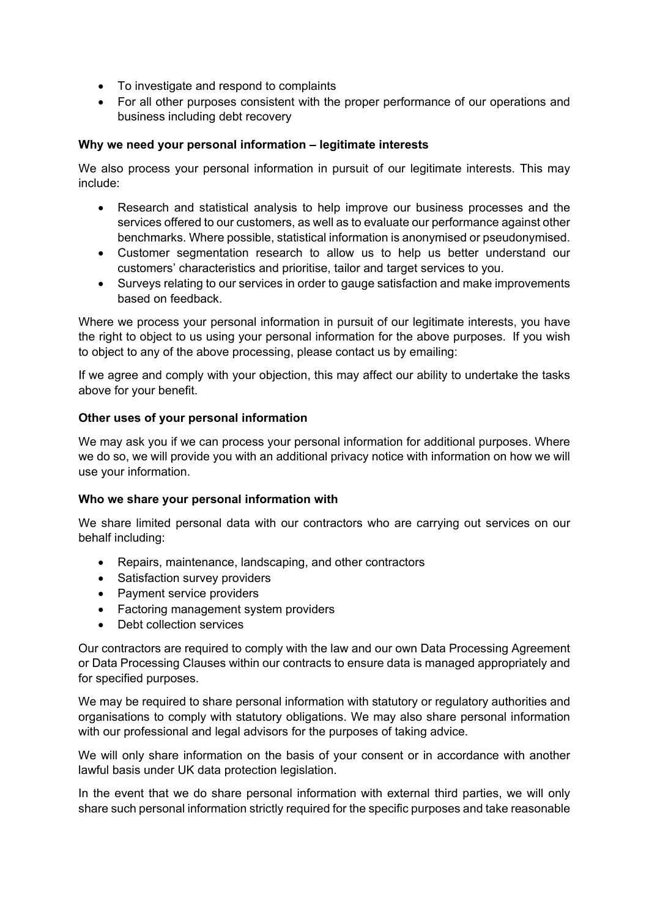- To investigate and respond to complaints
- For all other purposes consistent with the proper performance of our operations and business including debt recovery

**Why we need your personal information – legitimate interests**

We also process your personal information in pursuit of our legitimate interests. This may include:

- Research and statistical analysis to help improve our business processes and the services offered to our customers, as well as to evaluate our performance against other benchmarks. Where possible, statistical information is anonymised or pseudonymised.
- Customer segmentation research to allow us to help us better understand our customers' characteristics and prioritise, tailor and target services to you.
- Surveys relating to our services in order to gauge satisfaction and make improvements based on feedback.

Where we process your personal information in pursuit of our legitimate interests, you have the right to object to us using your personal information for the above purposes. If you wish to object to any of the above processing, please contact us by emailing:

If we agree and comply with your objection, this may affect our ability to undertake the tasks above for your benefit.

**Other uses of your personal information**

We may ask you if we can process your personal information for additional purposes. Where we do so, we will provide you with an additional privacy notice with information on how we will use your information.

**Who we share your personal information with**

We share limited personal data with our contractors who are carrying out services on our behalf including:

- Repairs, maintenance, landscaping, and other contractors
- Satisfaction survey providers
- Payment service providers
- Factoring management system providers
- Debt collection services

Our contractors are required to comply with the law and our own Data Processing Agreement or Data Processing Clauses within our contracts to ensure data is managed appropriately and for specified purposes.

We may be required to share personal information with statutory or regulatory authorities and organisations to comply with statutory obligations. We may also share personal information with our professional and legal advisors for the purposes of taking advice.

We will only share information on the basis of your consent or in accordance with another lawful basis under UK data protection legislation.

In the event that we do share personal information with external third parties, we will only share such personal information strictly required for the specific purposes and take reasonable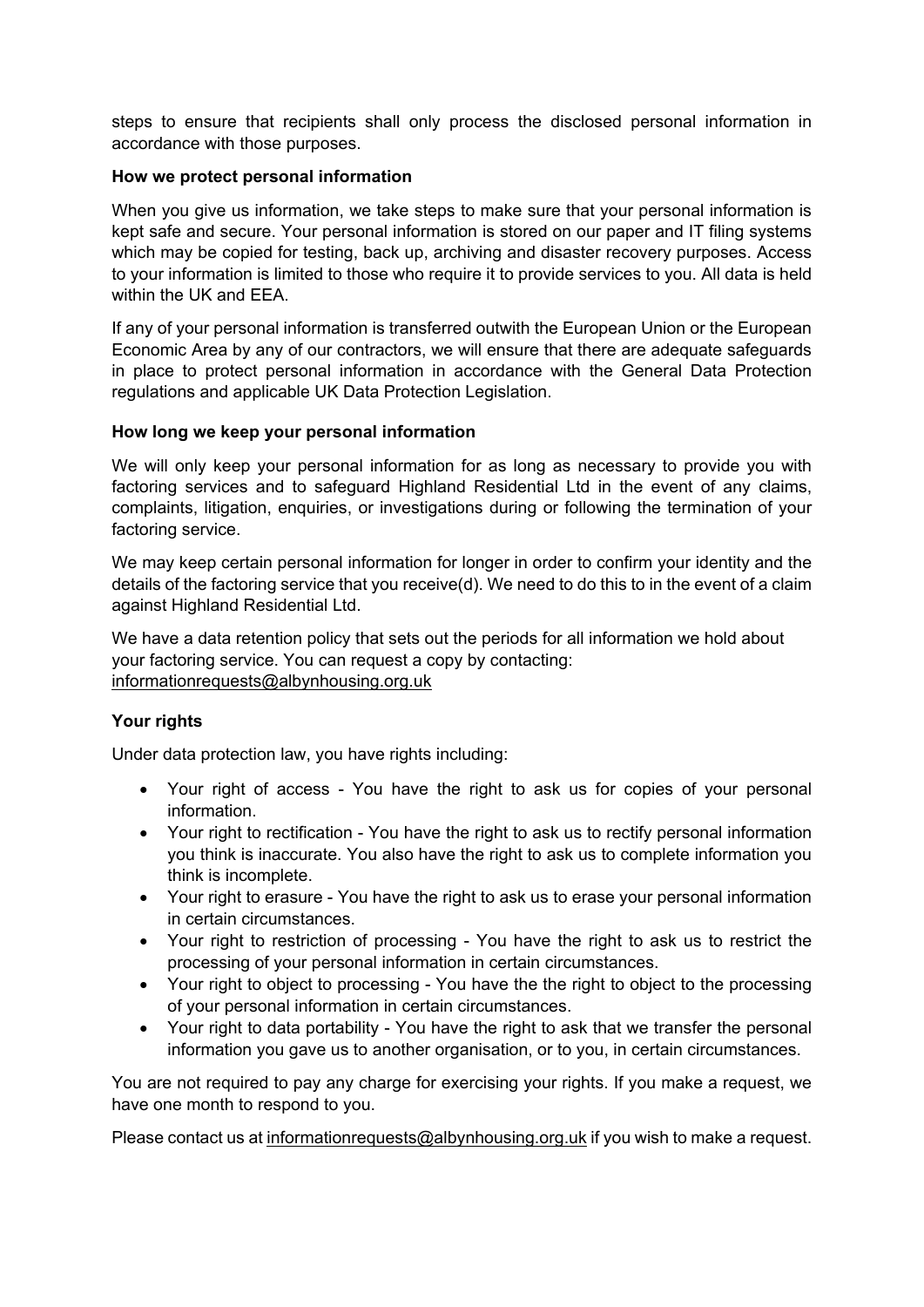steps to ensure that recipients shall only process the disclosed personal information in accordance with those purposes.

**How we protect personal information**

When you give us information, we take steps to make sure that your personal information is kept safe and secure. Your personal information is stored on our paper and IT filing systems which may be copied for testing, back up, archiving and disaster recovery purposes. Access to your information is limited to those who require it to provide services to you. All data is held within the UK and EEA.

If any of your personal information is transferred outwith the European Union or the European Economic Area by any of our contractors, we will ensure that there are adequate safeguards in place to protect personal information in accordance with the General Data Protection regulations and applicable UK Data Protection Legislation.

**How long we keep your personal information**

We will only keep your personal information for as long as necessary to provide you with factoring services and to safeguard Highland Residential Ltd in the event of any claims, complaints, litigation, enquiries, or investigations during or following the termination of your factoring service.

We may keep certain personal information for longer in order to confirm your identity and the details of the factoring service that you receive(d). We need to do this to in the event of a claim against Highland Residential Ltd.

We have a data retention policy that sets out the periods for all information we hold about your factoring service. You can request a copy by contacting: informationrequests@albynhousing.org.uk

**Your rights**

Under data protection law, you have rights including:

- Your right of access - You have the right to ask us for copies of your personal information.
- Your right to rectification - You have the right to ask us to rectify personal information you think is inaccurate. You also have the right to ask us to complete information you think is incomplete.
- Your right to erasure - You have the right to ask us to erase your personal information in certain circumstances.
- Your right to restriction of processing - You have the right to ask us to restrict the processing of your personal information in certain circumstances.
- Your right to object to processing - You have the the right to object to the processing of your personal information in certain circumstances.
- Your right to data portability - You have the right to ask that we transfer the personal information you gave us to another organisation, or to you, in certain circumstances.

You are not required to pay any charge for exercising your rights. If you make a request, we have one month to respond to you.

Please contact us at informationrequests@albynhousing.org.uk if you wish to make a request.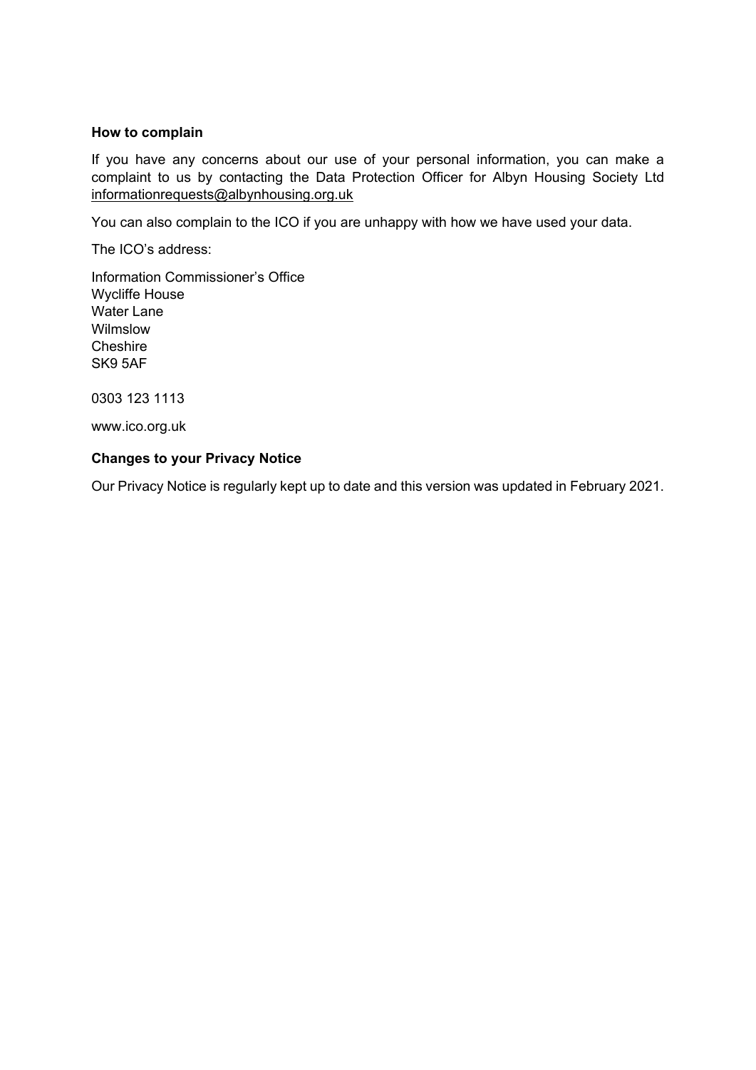**How to complain**

If you have any concerns about our use of your personal information, you can make a complaint to us by contacting the Data Protection Officer for Albyn Housing Society Ltd informationrequests@albynhousing.org.uk

You can also complain to the ICO if you are unhappy with how we have used your data.

The ICO's address:

Information Commissioner's Office
Wycliffe House
Water Lane
Wilmslow
Cheshire
SK9 5AF

0303 123 1113

www.ico.org.uk

**Changes to your Privacy Notice**

Our Privacy Notice is regularly kept up to date and this version was updated in February 2021.